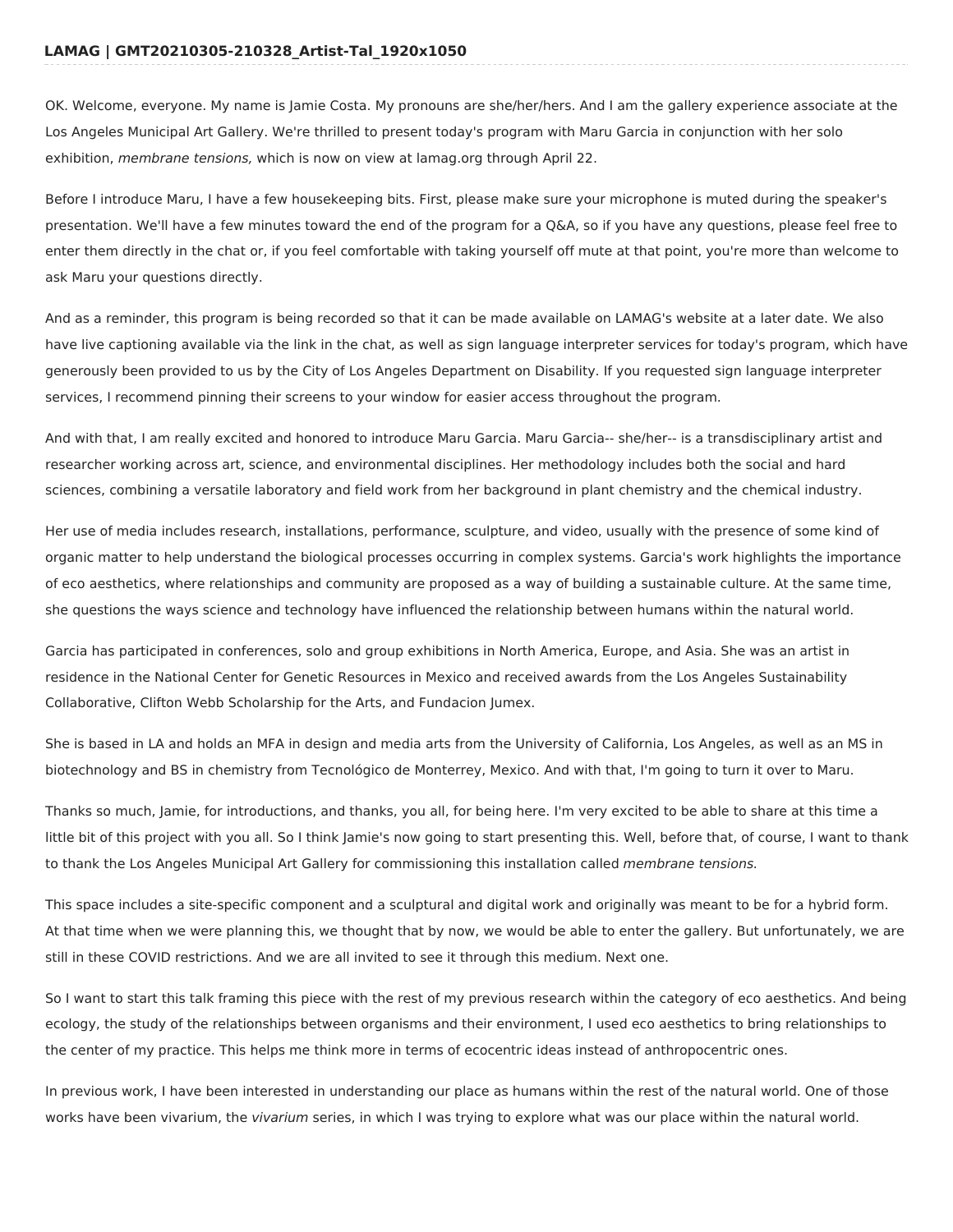## LAMAG | GMT20210305-210328_Artist-Tal_1920x1050

OK. Welcome, everyone. My name is Jamie Costa. My pronouns are she/her/hers. And I am the gallery experience associate at the Los Angeles Municipal Art Gallery. We're thrilled to present today's program with Maru Garcia in conjunction with her solo exhibition, *membrane tensions,* which is now on view at lamag.org through April 22.

Before I introduce Maru, I have a few housekeeping bits. First, please make sure your microphone is muted during the speaker's presentation. We'll have a few minutes toward the end of the program for a Q&A, so if you have any questions, please feel free to enter them directly in the chat or, if you feel comfortable with taking yourself off mute at that point, you're more than welcome to ask Maru your questions directly.

And as a reminder, this program is being recorded so that it can be made available on LAMAG's website at a later date. We also have live captioning available via the link in the chat, as well as sign language interpreter services for today's program, which have generously been provided to us by the City of Los Angeles Department on Disability. If you requested sign language interpreter services, I recommend pinning their screens to your window for easier access throughout the program.

And with that, I am really excited and honored to introduce Maru Garcia. Maru Garcia-- she/her-- is a transdisciplinary artist and researcher working across art, science, and environmental disciplines. Her methodology includes both the social and hard sciences, combining a versatile laboratory and field work from her background in plant chemistry and the chemical industry.

Her use of media includes research, installations, performance, sculpture, and video, usually with the presence of some kind of organic matter to help understand the biological processes occurring in complex systems. Garcia's work highlights the importance of eco aesthetics, where relationships and community are proposed as a way of building a sustainable culture. At the same time, she questions the ways science and technology have influenced the relationship between humans within the natural world.

Garcia has participated in conferences, solo and group exhibitions in North America, Europe, and Asia. She was an artist in residence in the National Center for Genetic Resources in Mexico and received awards from the Los Angeles Sustainability Collaborative, Clifton Webb Scholarship for the Arts, and Fundacion Jumex.

She is based in LA and holds an MFA in design and media arts from the University of California, Los Angeles, as well as an MS in biotechnology and BS in chemistry from Tecnológico de Monterrey, Mexico. And with that, I'm going to turn it over to Maru.

Thanks so much, Jamie, for introductions, and thanks, you all, for being here. I'm very excited to be able to share at this time a little bit of this project with you all. So I think Jamie's now going to start presenting this. Well, before that, of course, I want to thank to thank the Los Angeles Municipal Art Gallery for commissioning this installation called *membrane tensions.*

This space includes a site-specific component and a sculptural and digital work and originally was meant to be for a hybrid form. At that time when we were planning this, we thought that by now, we would be able to enter the gallery. But unfortunately, we are still in these COVID restrictions. And we are all invited to see it through this medium. Next one.

So I want to start this talk framing this piece with the rest of my previous research within the category of eco aesthetics. And being ecology, the study of the relationships between organisms and their environment, I used eco aesthetics to bring relationships to the center of my practice. This helps me think more in terms of ecocentric ideas instead of anthropocentric ones.

In previous work, I have been interested in understanding our place as humans within the rest of the natural world. One of those works have been vivarium, the *vivarium* series, in which I was trying to explore what was our place within the natural world.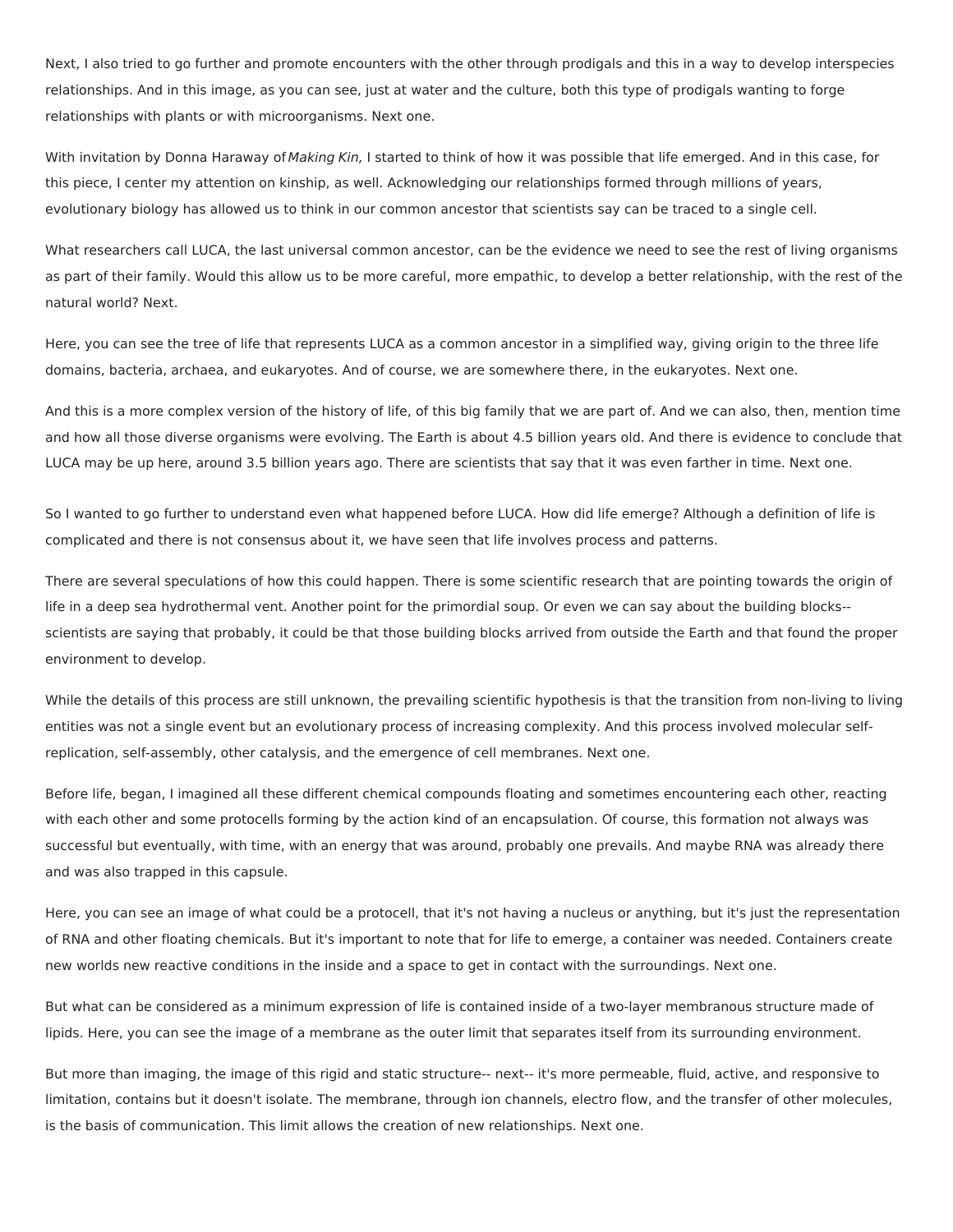Next, I also tried to go further and promote encounters with the other through prodigals and this in a way to develop interspecies relationships. And in this image, as you can see, just at water and the culture, both this type of prodigals wanting to forge relationships with plants or with microorganisms. Next one.

With invitation by Donna Haraway of *Making Kin,* I started to think of how it was possible that life emerged. And in this case, for this piece, I center my attention on kinship, as well. Acknowledging our relationships formed through millions of years, evolutionary biology has allowed us to think in our common ancestor that scientists say can be traced to a single cell.

What researchers call LUCA, the last universal common ancestor, can be the evidence we need to see the rest of living organisms as part of their family. Would this allow us to be more careful, more empathic, to develop a better relationship, with the rest of the natural world? Next.

Here, you can see the tree of life that represents LUCA as a common ancestor in a simplified way, giving origin to the three life domains, bacteria, archaea, and eukaryotes. And of course, we are somewhere there, in the eukaryotes. Next one.

And this is a more complex version of the history of life, of this big family that we are part of. And we can also, then, mention time and how all those diverse organisms were evolving. The Earth is about 4.5 billion years old. And there is evidence to conclude that LUCA may be up here, around 3.5 billion years ago. There are scientists that say that it was even farther in time. Next one.

So I wanted to go further to understand even what happened before LUCA. How did life emerge? Although a definition of life is complicated and there is not consensus about it, we have seen that life involves process and patterns.

There are several speculations of how this could happen. There is some scientific research that are pointing towards the origin of life in a deep sea hydrothermal vent. Another point for the primordial soup. Or even we can say about the building blocks-- scientists are saying that probably, it could be that those building blocks arrived from outside the Earth and that found the proper environment to develop.

While the details of this process are still unknown, the prevailing scientific hypothesis is that the transition from non-living to living entities was not a single event but an evolutionary process of increasing complexity. And this process involved molecular self-replication, self-assembly, other catalysis, and the emergence of cell membranes. Next one.

Before life, began, I imagined all these different chemical compounds floating and sometimes encountering each other, reacting with each other and some protocells forming by the action kind of an encapsulation. Of course, this formation not always was successful but eventually, with time, with an energy that was around, probably one prevails. And maybe RNA was already there and was also trapped in this capsule.

Here, you can see an image of what could be a protocell, that it's not having a nucleus or anything, but it's just the representation of RNA and other floating chemicals. But it's important to note that for life to emerge, a container was needed. Containers create new worlds new reactive conditions in the inside and a space to get in contact with the surroundings. Next one.

But what can be considered as a minimum expression of life is contained inside of a two-layer membranous structure made of lipids. Here, you can see the image of a membrane as the outer limit that separates itself from its surrounding environment.

But more than imaging, the image of this rigid and static structure-- next-- it's more permeable, fluid, active, and responsive to limitation, contains but it doesn't isolate. The membrane, through ion channels, electro flow, and the transfer of other molecules, is the basis of communication. This limit allows the creation of new relationships. Next one.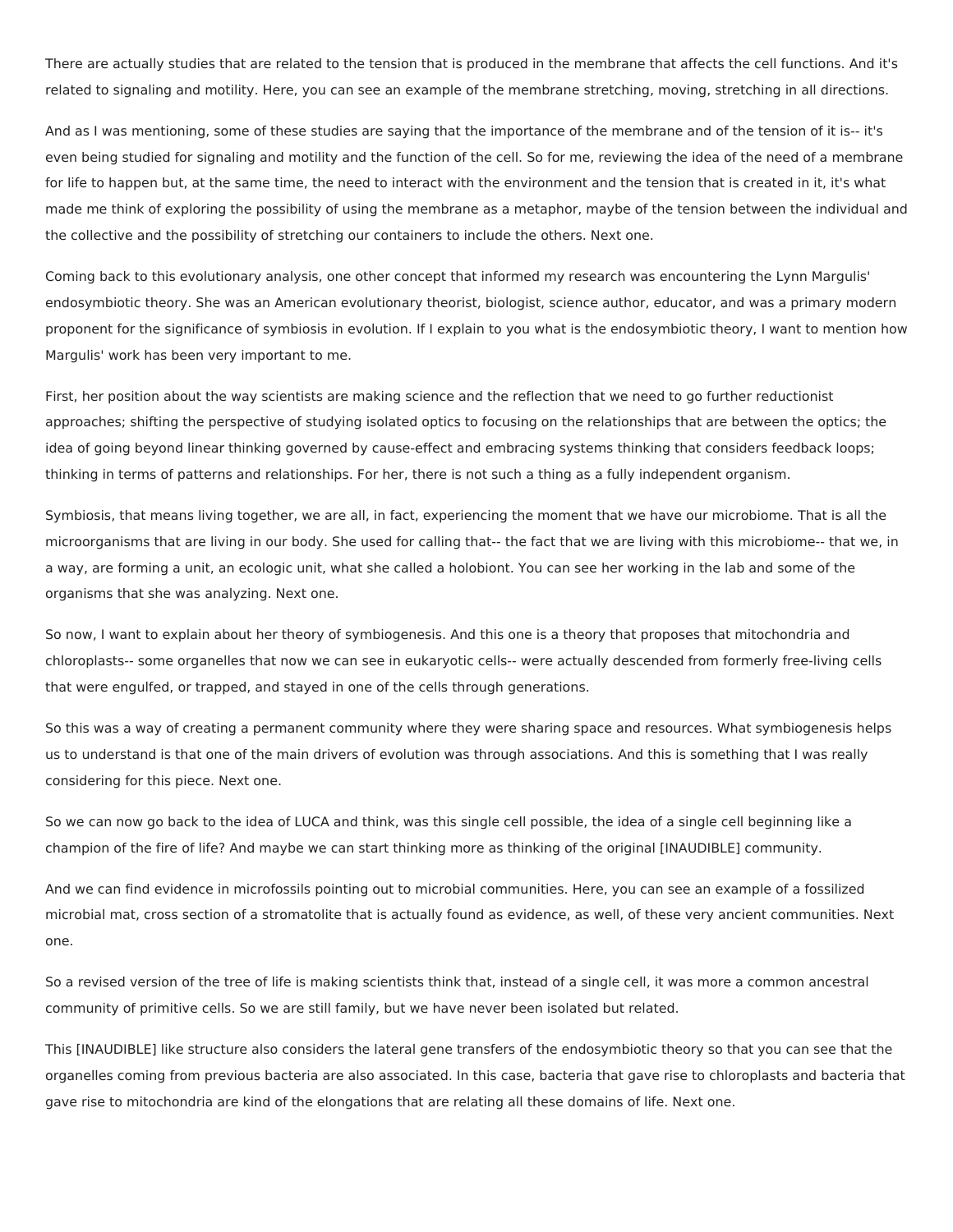There are actually studies that are related to the tension that is produced in the membrane that affects the cell functions. And it's related to signaling and motility. Here, you can see an example of the membrane stretching, moving, stretching in all directions.

And as I was mentioning, some of these studies are saying that the importance of the membrane and of the tension of it is-- it's even being studied for signaling and motility and the function of the cell. So for me, reviewing the idea of the need of a membrane for life to happen but, at the same time, the need to interact with the environment and the tension that is created in it, it's what made me think of exploring the possibility of using the membrane as a metaphor, maybe of the tension between the individual and the collective and the possibility of stretching our containers to include the others. Next one.

Coming back to this evolutionary analysis, one other concept that informed my research was encountering the Lynn Margulis' endosymbiotic theory. She was an American evolutionary theorist, biologist, science author, educator, and was a primary modern proponent for the significance of symbiosis in evolution. If I explain to you what is the endosymbiotic theory, I want to mention how Margulis' work has been very important to me.

First, her position about the way scientists are making science and the reflection that we need to go further reductionist approaches; shifting the perspective of studying isolated optics to focusing on the relationships that are between the optics; the idea of going beyond linear thinking governed by cause-effect and embracing systems thinking that considers feedback loops; thinking in terms of patterns and relationships. For her, there is not such a thing as a fully independent organism.

Symbiosis, that means living together, we are all, in fact, experiencing the moment that we have our microbiome. That is all the microorganisms that are living in our body. She used for calling that-- the fact that we are living with this microbiome-- that we, in a way, are forming a unit, an ecologic unit, what she called a holobiont. You can see her working in the lab and some of the organisms that she was analyzing. Next one.

So now, I want to explain about her theory of symbiogenesis. And this one is a theory that proposes that mitochondria and chloroplasts-- some organelles that now we can see in eukaryotic cells-- were actually descended from formerly free-living cells that were engulfed, or trapped, and stayed in one of the cells through generations.

So this was a way of creating a permanent community where they were sharing space and resources. What symbiogenesis helps us to understand is that one of the main drivers of evolution was through associations. And this is something that I was really considering for this piece. Next one.

So we can now go back to the idea of LUCA and think, was this single cell possible, the idea of a single cell beginning like a champion of the fire of life? And maybe we can start thinking more as thinking of the original [INAUDIBLE] community.

And we can find evidence in microfossils pointing out to microbial communities. Here, you can see an example of a fossilized microbial mat, cross section of a stromatolite that is actually found as evidence, as well, of these very ancient communities. Next one.

So a revised version of the tree of life is making scientists think that, instead of a single cell, it was more a common ancestral community of primitive cells. So we are still family, but we have never been isolated but related.

This [INAUDIBLE] like structure also considers the lateral gene transfers of the endosymbiotic theory so that you can see that the organelles coming from previous bacteria are also associated. In this case, bacteria that gave rise to chloroplasts and bacteria that gave rise to mitochondria are kind of the elongations that are relating all these domains of life. Next one.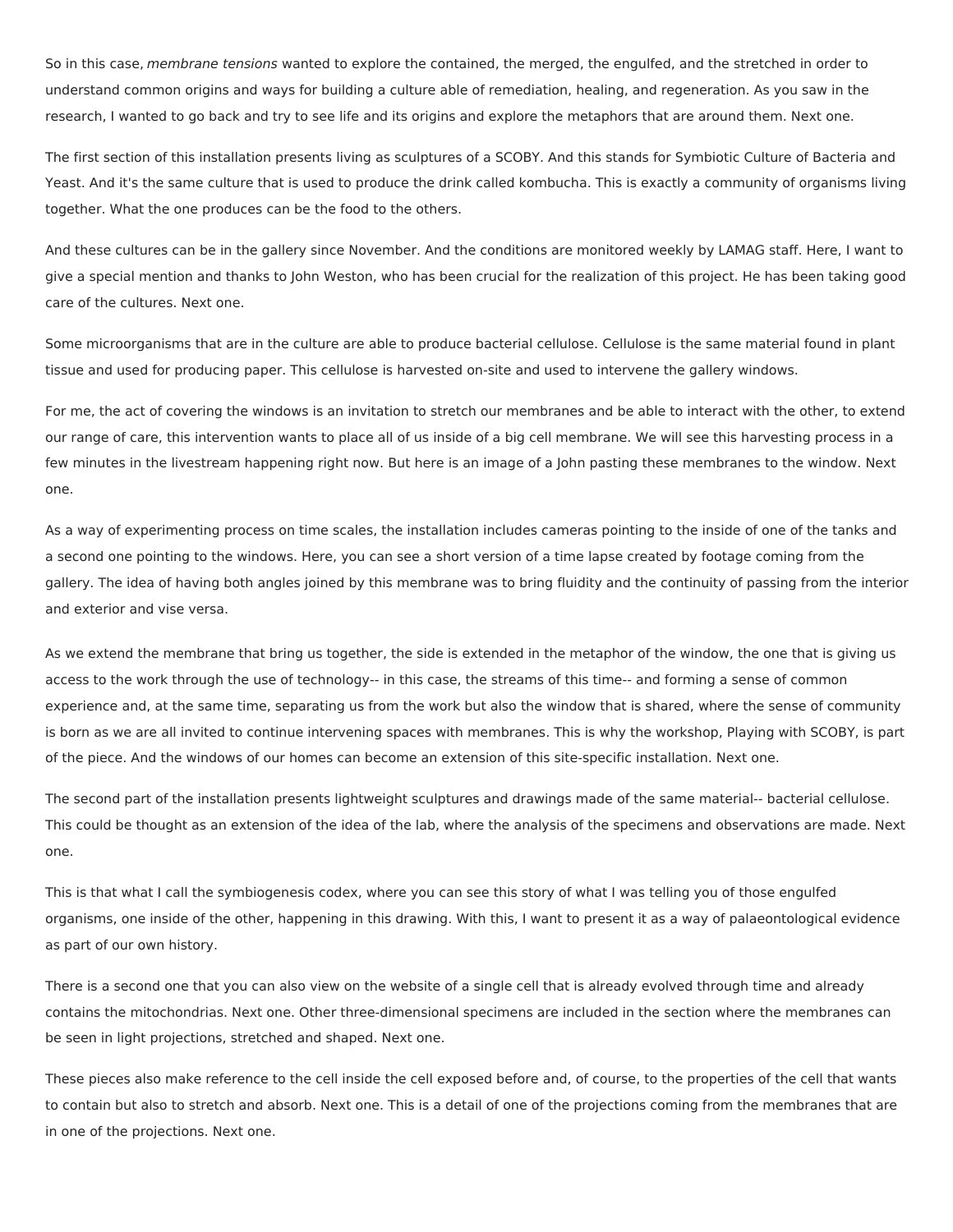So in this case, *membrane tensions* wanted to explore the contained, the merged, the engulfed, and the stretched in order to understand common origins and ways for building a culture able of remediation, healing, and regeneration. As you saw in the research, I wanted to go back and try to see life and its origins and explore the metaphors that are around them. Next one.

The first section of this installation presents living as sculptures of a SCOBY. And this stands for Symbiotic Culture of Bacteria and Yeast. And it's the same culture that is used to produce the drink called kombucha. This is exactly a community of organisms living together. What the one produces can be the food to the others.

And these cultures can be in the gallery since November. And the conditions are monitored weekly by LAMAG staff. Here, I want to give a special mention and thanks to John Weston, who has been crucial for the realization of this project. He has been taking good care of the cultures. Next one.

Some microorganisms that are in the culture are able to produce bacterial cellulose. Cellulose is the same material found in plant tissue and used for producing paper. This cellulose is harvested on-site and used to intervene the gallery windows.

For me, the act of covering the windows is an invitation to stretch our membranes and be able to interact with the other, to extend our range of care, this intervention wants to place all of us inside of a big cell membrane. We will see this harvesting process in a few minutes in the livestream happening right now. But here is an image of a John pasting these membranes to the window. Next one.

As a way of experimenting process on time scales, the installation includes cameras pointing to the inside of one of the tanks and a second one pointing to the windows. Here, you can see a short version of a time lapse created by footage coming from the gallery. The idea of having both angles joined by this membrane was to bring fluidity and the continuity of passing from the interior and exterior and vise versa.

As we extend the membrane that bring us together, the side is extended in the metaphor of the window, the one that is giving us access to the work through the use of technology-- in this case, the streams of this time-- and forming a sense of common experience and, at the same time, separating us from the work but also the window that is shared, where the sense of community is born as we are all invited to continue intervening spaces with membranes. This is why the workshop, Playing with SCOBY, is part of the piece. And the windows of our homes can become an extension of this site-specific installation. Next one.

The second part of the installation presents lightweight sculptures and drawings made of the same material-- bacterial cellulose. This could be thought as an extension of the idea of the lab, where the analysis of the specimens and observations are made. Next one.

This is that what I call the symbiogenesis codex, where you can see this story of what I was telling you of those engulfed organisms, one inside of the other, happening in this drawing. With this, I want to present it as a way of palaeontological evidence as part of our own history.

There is a second one that you can also view on the website of a single cell that is already evolved through time and already contains the mitochondrias. Next one. Other three-dimensional specimens are included in the section where the membranes can be seen in light projections, stretched and shaped. Next one.

These pieces also make reference to the cell inside the cell exposed before and, of course, to the properties of the cell that wants to contain but also to stretch and absorb. Next one. This is a detail of one of the projections coming from the membranes that are in one of the projections. Next one.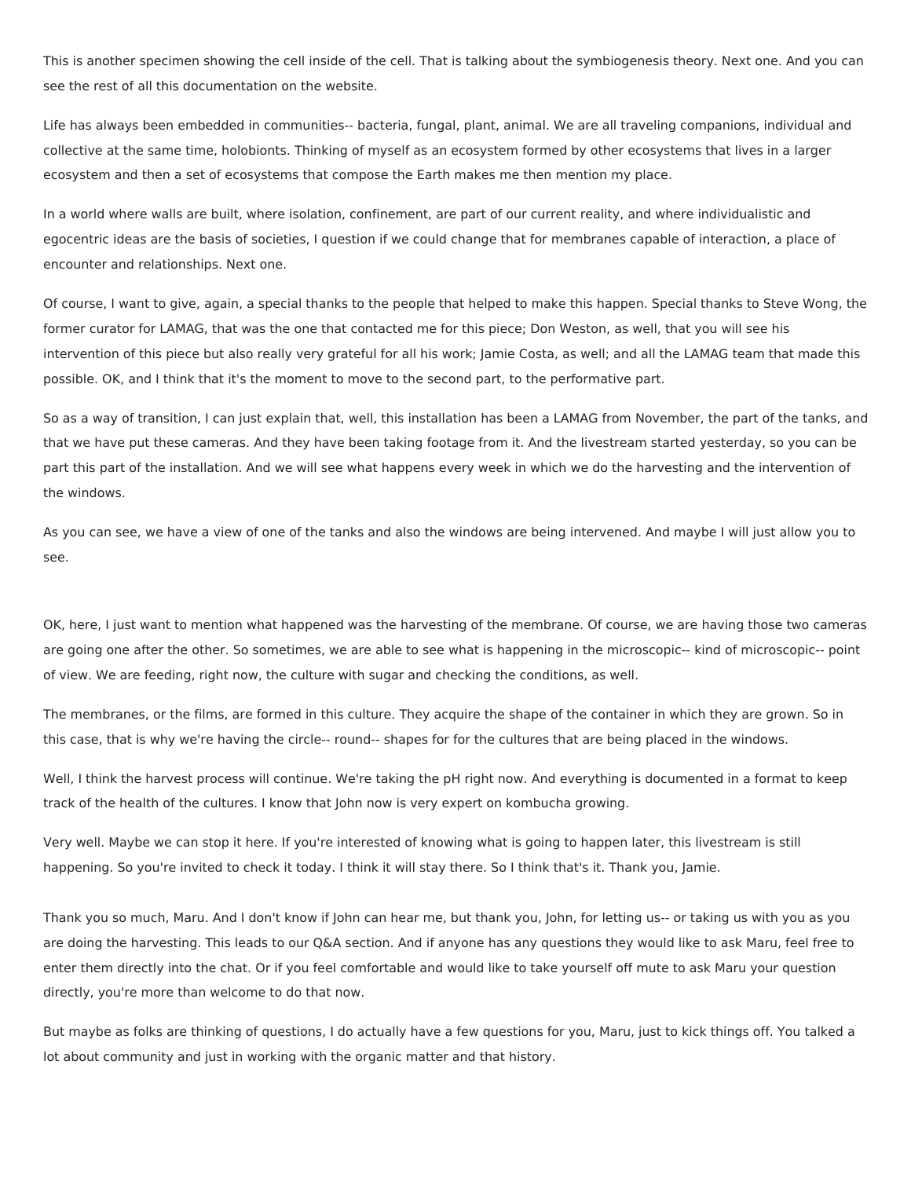This is another specimen showing the cell inside of the cell. That is talking about the symbiogenesis theory. Next one. And you can see the rest of all this documentation on the website.

Life has always been embedded in communities-- bacteria, fungal, plant, animal. We are all traveling companions, individual and collective at the same time, holobionts. Thinking of myself as an ecosystem formed by other ecosystems that lives in a larger ecosystem and then a set of ecosystems that compose the Earth makes me then mention my place.

In a world where walls are built, where isolation, confinement, are part of our current reality, and where individualistic and egocentric ideas are the basis of societies, I question if we could change that for membranes capable of interaction, a place of encounter and relationships. Next one.

Of course, I want to give, again, a special thanks to the people that helped to make this happen. Special thanks to Steve Wong, the former curator for LAMAG, that was the one that contacted me for this piece; Don Weston, as well, that you will see his intervention of this piece but also really very grateful for all his work; Jamie Costa, as well; and all the LAMAG team that made this possible. OK, and I think that it's the moment to move to the second part, to the performative part.

So as a way of transition, I can just explain that, well, this installation has been a LAMAG from November, the part of the tanks, and that we have put these cameras. And they have been taking footage from it. And the livestream started yesterday, so you can be part this part of the installation. And we will see what happens every week in which we do the harvesting and the intervention of the windows.

As you can see, we have a view of one of the tanks and also the windows are being intervened. And maybe I will just allow you to see.

OK, here, I just want to mention what happened was the harvesting of the membrane. Of course, we are having those two cameras are going one after the other. So sometimes, we are able to see what is happening in the microscopic-- kind of microscopic-- point of view. We are feeding, right now, the culture with sugar and checking the conditions, as well.

The membranes, or the films, are formed in this culture. They acquire the shape of the container in which they are grown. So in this case, that is why we're having the circle-- round-- shapes for for the cultures that are being placed in the windows.

Well, I think the harvest process will continue. We're taking the pH right now. And everything is documented in a format to keep track of the health of the cultures. I know that John now is very expert on kombucha growing.

Very well. Maybe we can stop it here. If you're interested of knowing what is going to happen later, this livestream is still happening. So you're invited to check it today. I think it will stay there. So I think that's it. Thank you, Jamie.

Thank you so much, Maru. And I don't know if John can hear me, but thank you, John, for letting us-- or taking us with you as you are doing the harvesting. This leads to our Q&A section. And if anyone has any questions they would like to ask Maru, feel free to enter them directly into the chat. Or if you feel comfortable and would like to take yourself off mute to ask Maru your question directly, you're more than welcome to do that now.

But maybe as folks are thinking of questions, I do actually have a few questions for you, Maru, just to kick things off. You talked a lot about community and just in working with the organic matter and that history.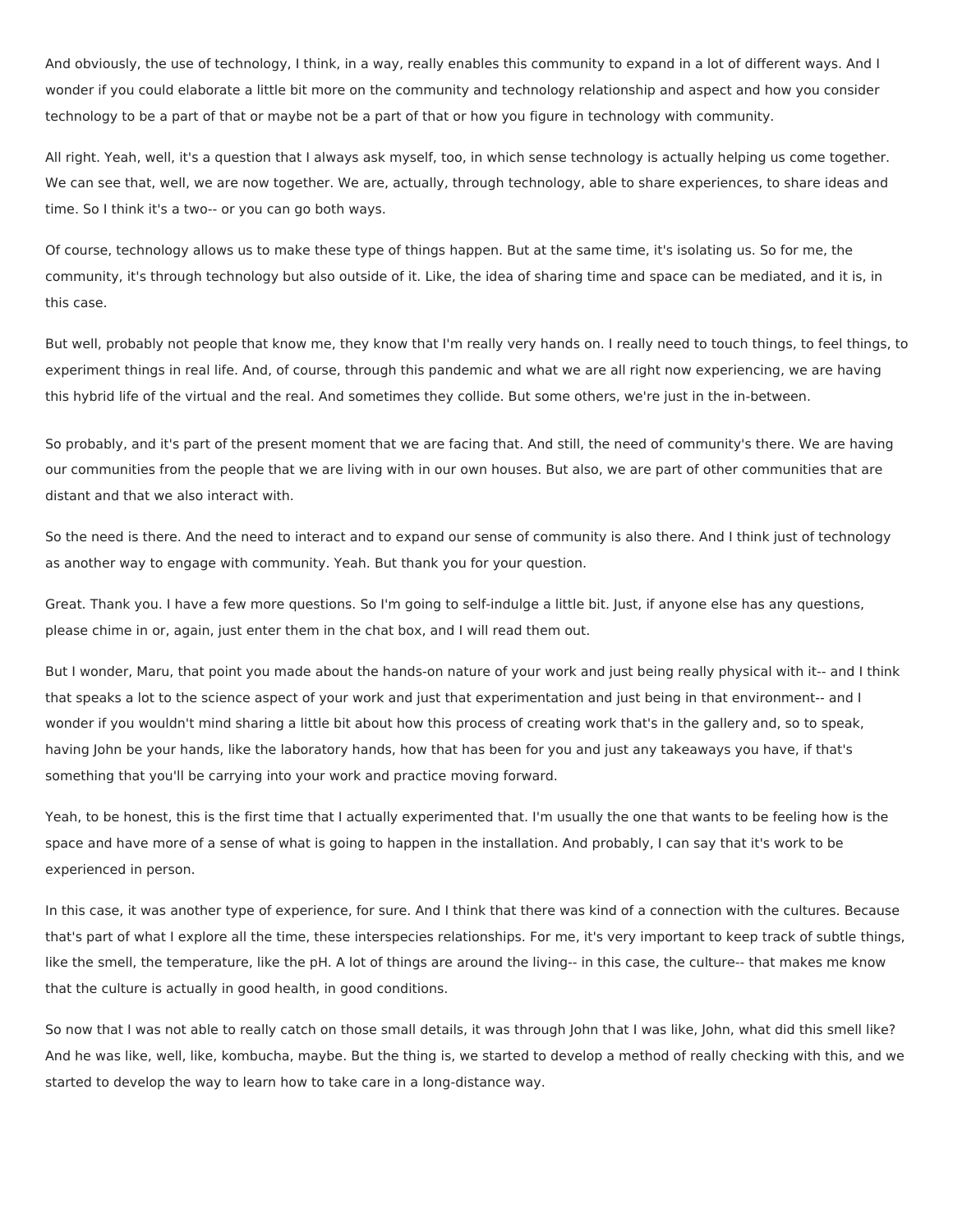And obviously, the use of technology, I think, in a way, really enables this community to expand in a lot of different ways. And I wonder if you could elaborate a little bit more on the community and technology relationship and aspect and how you consider technology to be a part of that or maybe not be a part of that or how you figure in technology with community.

All right. Yeah, well, it's a question that I always ask myself, too, in which sense technology is actually helping us come together. We can see that, well, we are now together. We are, actually, through technology, able to share experiences, to share ideas and time. So I think it's a two-- or you can go both ways.

Of course, technology allows us to make these type of things happen. But at the same time, it's isolating us. So for me, the community, it's through technology but also outside of it. Like, the idea of sharing time and space can be mediated, and it is, in this case.

But well, probably not people that know me, they know that I'm really very hands on. I really need to touch things, to feel things, to experiment things in real life. And, of course, through this pandemic and what we are all right now experiencing, we are having this hybrid life of the virtual and the real. And sometimes they collide. But some others, we're just in the in-between.

So probably, and it's part of the present moment that we are facing that. And still, the need of community's there. We are having our communities from the people that we are living with in our own houses. But also, we are part of other communities that are distant and that we also interact with.

So the need is there. And the need to interact and to expand our sense of community is also there. And I think just of technology as another way to engage with community. Yeah. But thank you for your question.

Great. Thank you. I have a few more questions. So I'm going to self-indulge a little bit. Just, if anyone else has any questions, please chime in or, again, just enter them in the chat box, and I will read them out.

But I wonder, Maru, that point you made about the hands-on nature of your work and just being really physical with it-- and I think that speaks a lot to the science aspect of your work and just that experimentation and just being in that environment-- and I wonder if you wouldn't mind sharing a little bit about how this process of creating work that's in the gallery and, so to speak, having John be your hands, like the laboratory hands, how that has been for you and just any takeaways you have, if that's something that you'll be carrying into your work and practice moving forward.

Yeah, to be honest, this is the first time that I actually experimented that. I'm usually the one that wants to be feeling how is the space and have more of a sense of what is going to happen in the installation. And probably, I can say that it's work to be experienced in person.

In this case, it was another type of experience, for sure. And I think that there was kind of a connection with the cultures. Because that's part of what I explore all the time, these interspecies relationships. For me, it's very important to keep track of subtle things, like the smell, the temperature, like the pH. A lot of things are around the living-- in this case, the culture-- that makes me know that the culture is actually in good health, in good conditions.

So now that I was not able to really catch on those small details, it was through John that I was like, John, what did this smell like? And he was like, well, like, kombucha, maybe. But the thing is, we started to develop a method of really checking with this, and we started to develop the way to learn how to take care in a long-distance way.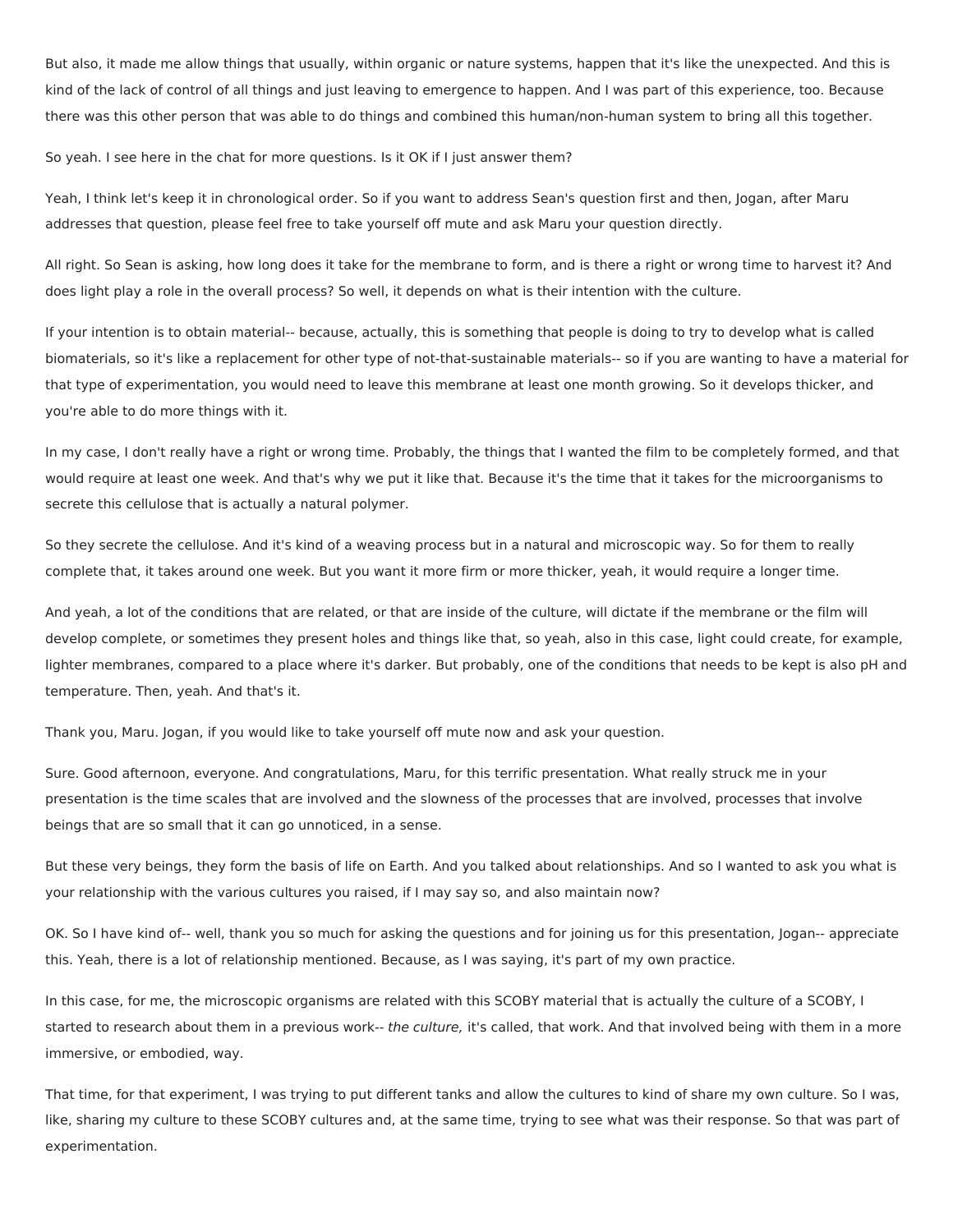But also, it made me allow things that usually, within organic or nature systems, happen that it's like the unexpected. And this is kind of the lack of control of all things and just leaving to emergence to happen. And I was part of this experience, too. Because there was this other person that was able to do things and combined this human/non-human system to bring all this together.

So yeah. I see here in the chat for more questions. Is it OK if I just answer them?

Yeah, I think let's keep it in chronological order. So if you want to address Sean's question first and then, Jogan, after Maru addresses that question, please feel free to take yourself off mute and ask Maru your question directly.

All right. So Sean is asking, how long does it take for the membrane to form, and is there a right or wrong time to harvest it? And does light play a role in the overall process? So well, it depends on what is their intention with the culture.

If your intention is to obtain material-- because, actually, this is something that people is doing to try to develop what is called biomaterials, so it's like a replacement for other type of not-that-sustainable materials-- so if you are wanting to have a material for that type of experimentation, you would need to leave this membrane at least one month growing. So it develops thicker, and you're able to do more things with it.

In my case, I don't really have a right or wrong time. Probably, the things that I wanted the film to be completely formed, and that would require at least one week. And that's why we put it like that. Because it's the time that it takes for the microorganisms to secrete this cellulose that is actually a natural polymer.

So they secrete the cellulose. And it's kind of a weaving process but in a natural and microscopic way. So for them to really complete that, it takes around one week. But you want it more firm or more thicker, yeah, it would require a longer time.

And yeah, a lot of the conditions that are related, or that are inside of the culture, will dictate if the membrane or the film will develop complete, or sometimes they present holes and things like that, so yeah, also in this case, light could create, for example, lighter membranes, compared to a place where it's darker. But probably, one of the conditions that needs to be kept is also pH and temperature. Then, yeah. And that's it.

Thank you, Maru. Jogan, if you would like to take yourself off mute now and ask your question.

Sure. Good afternoon, everyone. And congratulations, Maru, for this terrific presentation. What really struck me in your presentation is the time scales that are involved and the slowness of the processes that are involved, processes that involve beings that are so small that it can go unnoticed, in a sense.

But these very beings, they form the basis of life on Earth. And you talked about relationships. And so I wanted to ask you what is your relationship with the various cultures you raised, if I may say so, and also maintain now?

OK. So I have kind of-- well, thank you so much for asking the questions and for joining us for this presentation, Jogan-- appreciate this. Yeah, there is a lot of relationship mentioned. Because, as I was saying, it's part of my own practice.

In this case, for me, the microscopic organisms are related with this SCOBY material that is actually the culture of a SCOBY, I started to research about them in a previous work-- *the culture,* it's called, that work. And that involved being with them in a more immersive, or embodied, way.

That time, for that experiment, I was trying to put different tanks and allow the cultures to kind of share my own culture. So I was, like, sharing my culture to these SCOBY cultures and, at the same time, trying to see what was their response. So that was part of experimentation.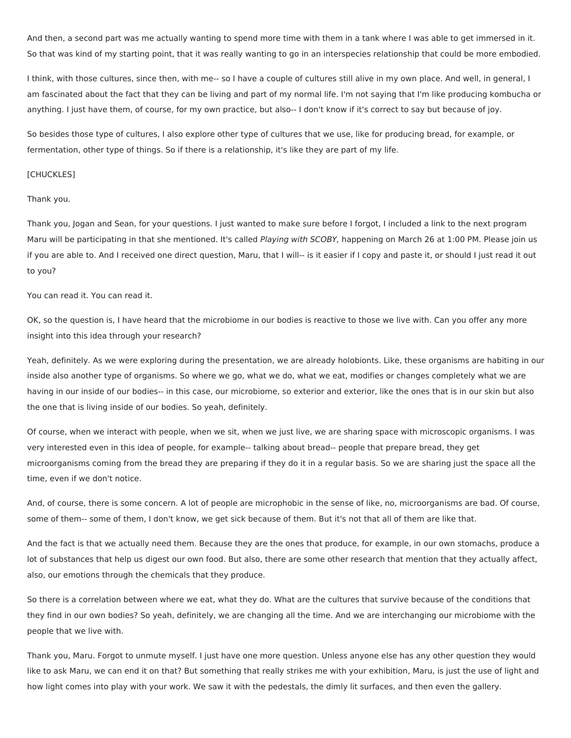And then, a second part was me actually wanting to spend more time with them in a tank where I was able to get immersed in it. So that was kind of my starting point, that it was really wanting to go in an interspecies relationship that could be more embodied.

I think, with those cultures, since then, with me-- so I have a couple of cultures still alive in my own place. And well, in general, I am fascinated about the fact that they can be living and part of my normal life. I'm not saying that I'm like producing kombucha or anything. I just have them, of course, for my own practice, but also-- I don't know if it's correct to say but because of joy.

So besides those type of cultures, I also explore other type of cultures that we use, like for producing bread, for example, or fermentation, other type of things. So if there is a relationship, it's like they are part of my life.

[CHUCKLES]

Thank you.

Thank you, Jogan and Sean, for your questions. I just wanted to make sure before I forgot, I included a link to the next program Maru will be participating in that she mentioned. It's called *Playing with SCOBY,* happening on March 26 at 1:00 PM. Please join us if you are able to. And I received one direct question, Maru, that I will-- is it easier if I copy and paste it, or should I just read it out to you?

You can read it. You can read it.

OK, so the question is, I have heard that the microbiome in our bodies is reactive to those we live with. Can you offer any more insight into this idea through your research?

Yeah, definitely. As we were exploring during the presentation, we are already holobionts. Like, these organisms are habiting in our inside also another type of organisms. So where we go, what we do, what we eat, modifies or changes completely what we are having in our inside of our bodies-- in this case, our microbiome, so exterior and exterior, like the ones that is in our skin but also the one that is living inside of our bodies. So yeah, definitely.

Of course, when we interact with people, when we sit, when we just live, we are sharing space with microscopic organisms. I was very interested even in this idea of people, for example-- talking about bread-- people that prepare bread, they get microorganisms coming from the bread they are preparing if they do it in a regular basis. So we are sharing just the space all the time, even if we don't notice.

And, of course, there is some concern. A lot of people are microphobic in the sense of like, no, microorganisms are bad. Of course, some of them-- some of them, I don't know, we get sick because of them. But it's not that all of them are like that.

And the fact is that we actually need them. Because they are the ones that produce, for example, in our own stomachs, produce a lot of substances that help us digest our own food. But also, there are some other research that mention that they actually affect, also, our emotions through the chemicals that they produce.

So there is a correlation between where we eat, what they do. What are the cultures that survive because of the conditions that they find in our own bodies? So yeah, definitely, we are changing all the time. And we are interchanging our microbiome with the people that we live with.

Thank you, Maru. Forgot to unmute myself. I just have one more question. Unless anyone else has any other question they would like to ask Maru, we can end it on that? But something that really strikes me with your exhibition, Maru, is just the use of light and how light comes into play with your work. We saw it with the pedestals, the dimly lit surfaces, and then even the gallery.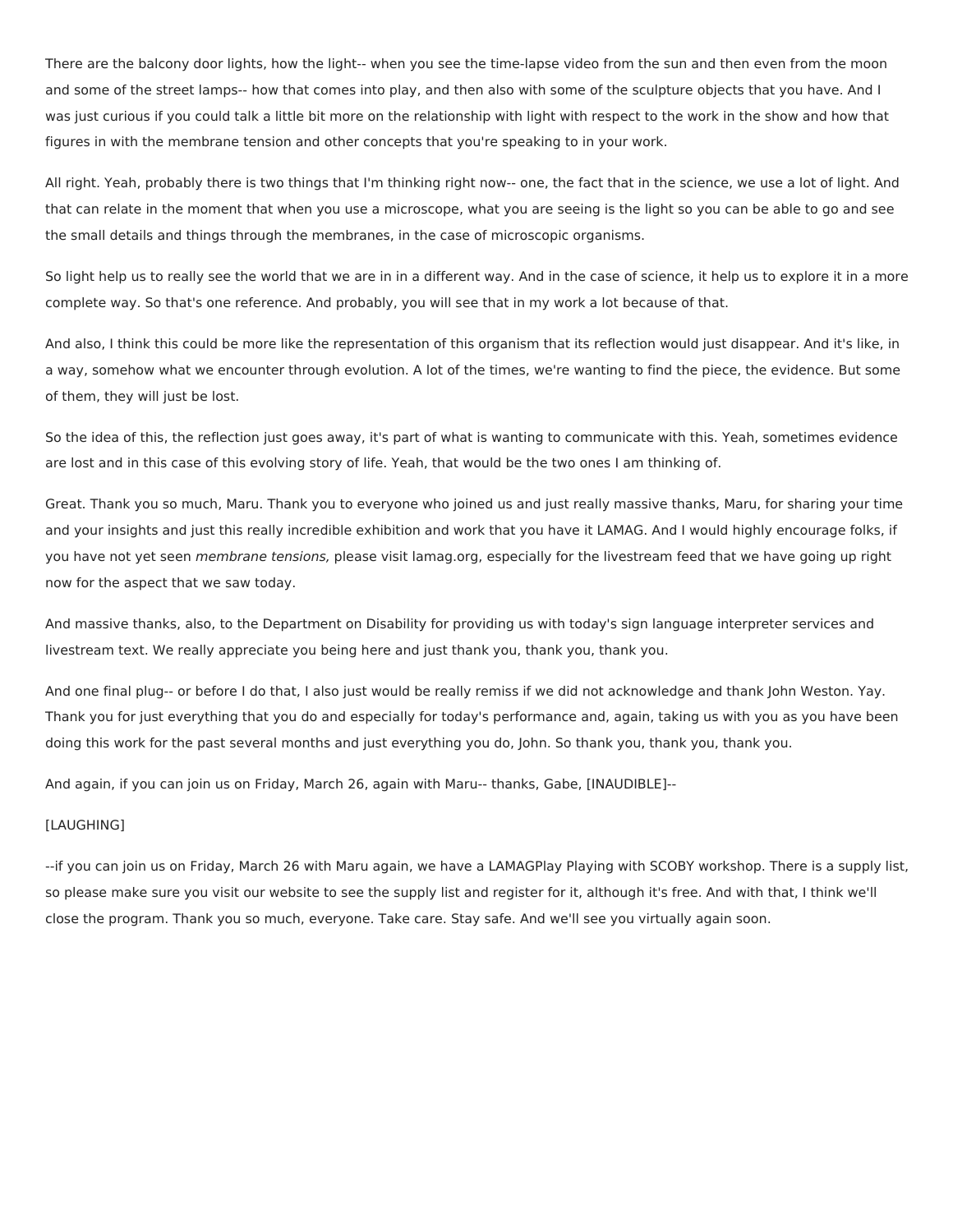There are the balcony door lights, how the light-- when you see the time-lapse video from the sun and then even from the moon and some of the street lamps-- how that comes into play, and then also with some of the sculpture objects that you have. And I was just curious if you could talk a little bit more on the relationship with light with respect to the work in the show and how that figures in with the membrane tension and other concepts that you're speaking to in your work.

All right. Yeah, probably there is two things that I'm thinking right now-- one, the fact that in the science, we use a lot of light. And that can relate in the moment that when you use a microscope, what you are seeing is the light so you can be able to go and see the small details and things through the membranes, in the case of microscopic organisms.

So light help us to really see the world that we are in in a different way. And in the case of science, it help us to explore it in a more complete way. So that's one reference. And probably, you will see that in my work a lot because of that.

And also, I think this could be more like the representation of this organism that its reflection would just disappear. And it's like, in a way, somehow what we encounter through evolution. A lot of the times, we're wanting to find the piece, the evidence. But some of them, they will just be lost.

So the idea of this, the reflection just goes away, it's part of what is wanting to communicate with this. Yeah, sometimes evidence are lost and in this case of this evolving story of life. Yeah, that would be the two ones I am thinking of.

Great. Thank you so much, Maru. Thank you to everyone who joined us and just really massive thanks, Maru, for sharing your time and your insights and just this really incredible exhibition and work that you have it LAMAG. And I would highly encourage folks, if you have not yet seen *membrane tensions,* please visit lamag.org, especially for the livestream feed that we have going up right now for the aspect that we saw today.

And massive thanks, also, to the Department on Disability for providing us with today's sign language interpreter services and livestream text. We really appreciate you being here and just thank you, thank you, thank you.

And one final plug-- or before I do that, I also just would be really remiss if we did not acknowledge and thank John Weston. Yay. Thank you for just everything that you do and especially for today's performance and, again, taking us with you as you have been doing this work for the past several months and just everything you do, John. So thank you, thank you, thank you.

And again, if you can join us on Friday, March 26, again with Maru-- thanks, Gabe, [INAUDIBLE]--

[LAUGHING]

--if you can join us on Friday, March 26 with Maru again, we have a LAMAGPlay Playing with SCOBY workshop. There is a supply list, so please make sure you visit our website to see the supply list and register for it, although it's free. And with that, I think we'll close the program. Thank you so much, everyone. Take care. Stay safe. And we'll see you virtually again soon.